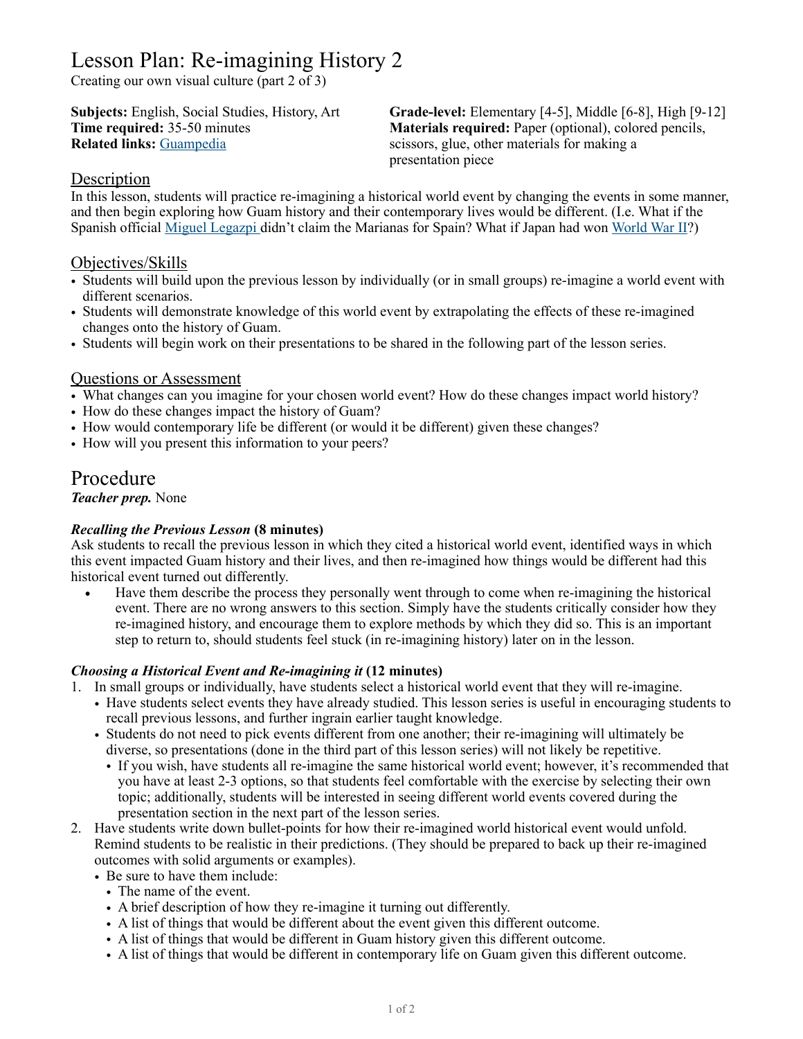# Lesson Plan: Re-imagining History 2

Creating our own visual culture (part 2 of 3)

**Subjects:** English, Social Studies, History, Art
**Time required:** 35-50 minutes
**Related links:** Guampedia

**Grade-level:** Elementary [4-5], Middle [6-8], High [9-12]
**Materials required:** Paper (optional), colored pencils, scissors, glue, other materials for making a presentation piece

## Description

In this lesson, students will practice re-imagining a historical world event by changing the events in some manner, and then begin exploring how Guam history and their contemporary lives would be different. (I.e. What if the Spanish official Miguel Legazpi didn't claim the Marianas for Spain? What if Japan had won World War II?)

## Objectives/Skills

- Students will build upon the previous lesson by individually (or in small groups) re-imagine a world event with different scenarios.
- Students will demonstrate knowledge of this world event by extrapolating the effects of these re-imagined changes onto the history of Guam.
- Students will begin work on their presentations to be shared in the following part of the lesson series.

## Questions or Assessment

- What changes can you imagine for your chosen world event? How do these changes impact world history?
- How do these changes impact the history of Guam?
- How would contemporary life be different (or would it be different) given these changes?
- How will you present this information to your peers?

# Procedure

***Teacher prep.*** None

***Recalling the Previous Lesson*** **(8 minutes)**

Ask students to recall the previous lesson in which they cited a historical world event, identified ways in which this event impacted Guam history and their lives, and then re-imagined how things would be different had this historical event turned out differently.

- Have them describe the process they personally went through to come when re-imagining the historical event. There are no wrong answers to this section. Simply have the students critically consider how they re-imagined history, and encourage them to explore methods by which they did so. This is an important step to return to, should students feel stuck (in re-imagining history) later on in the lesson.

***Choosing a Historical Event and Re-imagining it*** **(12 minutes)**

1. In small groups or individually, have students select a historical world event that they will re-imagine.
   - Have students select events they have already studied. This lesson series is useful in encouraging students to recall previous lessons, and further ingrain earlier taught knowledge.
   - Students do not need to pick events different from one another; their re-imagining will ultimately be diverse, so presentations (done in the third part of this lesson series) will not likely be repetitive.
     - If you wish, have students all re-imagine the same historical world event; however, it's recommended that you have at least 2-3 options, so that students feel comfortable with the exercise by selecting their own topic; additionally, students will be interested in seeing different world events covered during the presentation section in the next part of the lesson series.
2. Have students write down bullet-points for how their re-imagined world historical event would unfold. Remind students to be realistic in their predictions. (They should be prepared to back up their re-imagined outcomes with solid arguments or examples).
   - Be sure to have them include:
     - The name of the event.
     - A brief description of how they re-imagine it turning out differently.
     - A list of things that would be different about the event given this different outcome.
     - A list of things that would be different in Guam history given this different outcome.
     - A list of things that would be different in contemporary life on Guam given this different outcome.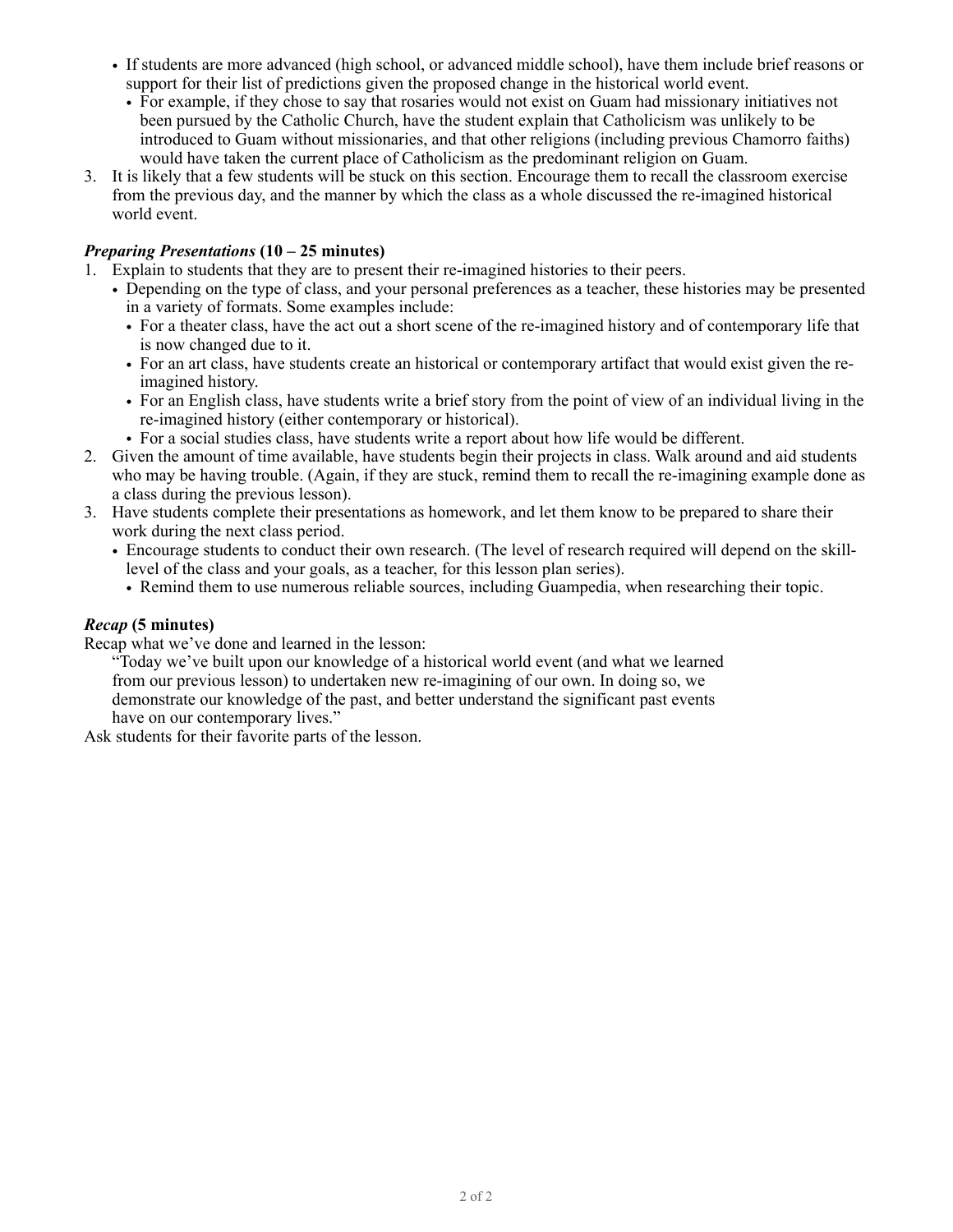- If students are more advanced (high school, or advanced middle school), have them include brief reasons or support for their list of predictions given the proposed change in the historical world event.
  - For example, if they chose to say that rosaries would not exist on Guam had missionary initiatives not been pursued by the Catholic Church, have the student explain that Catholicism was unlikely to be introduced to Guam without missionaries, and that other religions (including previous Chamorro faiths) would have taken the current place of Catholicism as the predominant religion on Guam.

3. It is likely that a few students will be stuck on this section. Encourage them to recall the classroom exercise from the previous day, and the manner by which the class as a whole discussed the re-imagined historical world event.

***Preparing Presentations*** **(10 – 25 minutes)**

1. Explain to students that they are to present their re-imagined histories to their peers.
   - Depending on the type of class, and your personal preferences as a teacher, these histories may be presented in a variety of formats. Some examples include:
     - For a theater class, have the act out a short scene of the re-imagined history and of contemporary life that is now changed due to it.
     - For an art class, have students create an historical or contemporary artifact that would exist given the re-imagined history.
     - For an English class, have students write a brief story from the point of view of an individual living in the re-imagined history (either contemporary or historical).
     - For a social studies class, have students write a report about how life would be different.
2. Given the amount of time available, have students begin their projects in class. Walk around and aid students who may be having trouble. (Again, if they are stuck, remind them to recall the re-imagining example done as a class during the previous lesson).
3. Have students complete their presentations as homework, and let them know to be prepared to share their work during the next class period.
   - Encourage students to conduct their own research. (The level of research required will depend on the skill-level of the class and your goals, as a teacher, for this lesson plan series).
     - Remind them to use numerous reliable sources, including Guampedia, when researching their topic.

***Recap*** **(5 minutes)**

Recap what we've done and learned in the lesson:

> "Today we've built upon our knowledge of a historical world event (and what we learned from our previous lesson) to undertaken new re-imagining of our own. In doing so, we demonstrate our knowledge of the past, and better understand the significant past events have on our contemporary lives."

Ask students for their favorite parts of the lesson.